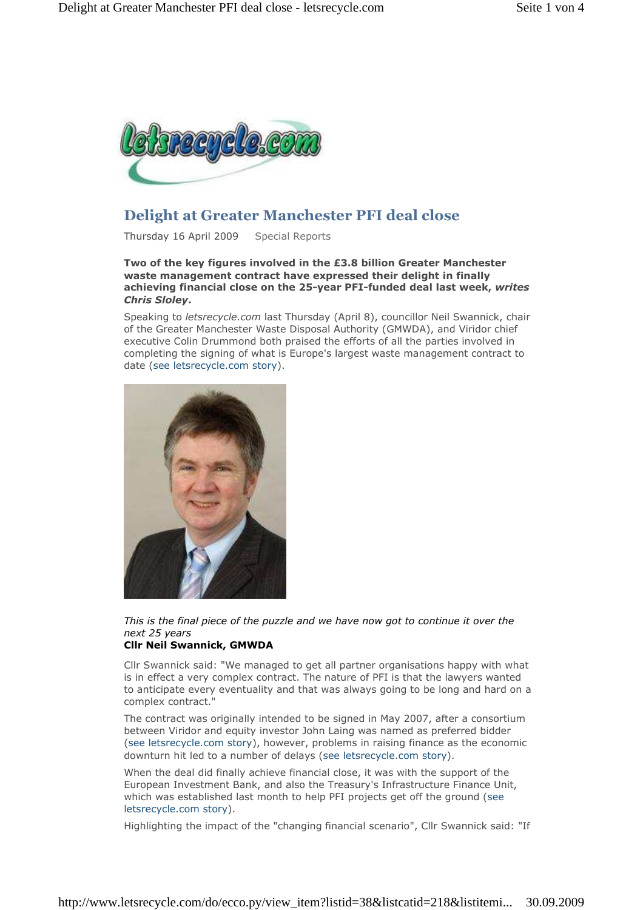# Delight at Greater Manchester PFI deal close

Thursday 16 April 2009 Special Reports

**Two of the key figures involved in the £3.8 billion Greater Manchester waste management contract have expressed their delight in finally achieving financial close on the 25-year PFI-funded deal last week, *writes Chris Sloley*.**

Speaking to *letsrecycle.com* last Thursday (April 8), councillor Neil Swannick, chair of the Greater Manchester Waste Disposal Authority (GMWDA), and Viridor chief executive Colin Drummond both praised the efforts of all the parties involved in completing the signing of what is Europe's largest waste management contract to date (see letsrecycle.com story).

*This is the final piece of the puzzle and we have now got to continue it over the next 25 years*
**Cllr Neil Swannick, GMWDA**

Cllr Swannick said: "We managed to get all partner organisations happy with what is in effect a very complex contract. The nature of PFI is that the lawyers wanted to anticipate every eventuality and that was always going to be long and hard on a complex contract."

The contract was originally intended to be signed in May 2007, after a consortium between Viridor and equity investor John Laing was named as preferred bidder (see letsrecycle.com story), however, problems in raising finance as the economic downturn hit led to a number of delays (see letsrecycle.com story).

When the deal did finally achieve financial close, it was with the support of the European Investment Bank, and also the Treasury's Infrastructure Finance Unit, which was established last month to help PFI projects get off the ground (see letsrecycle.com story).

Highlighting the impact of the "changing financial scenario", Cllr Swannick said: "If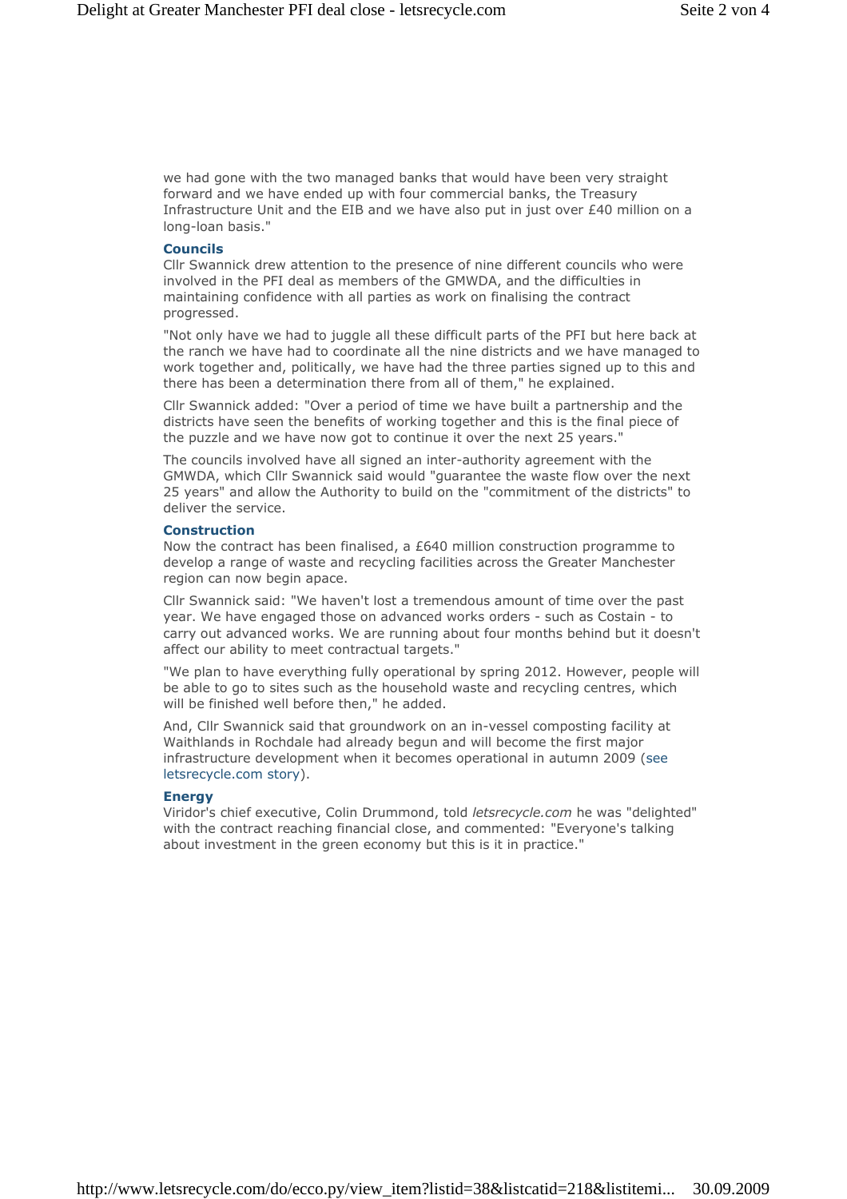we had gone with the two managed banks that would have been very straight forward and we have ended up with four commercial banks, the Treasury Infrastructure Unit and the EIB and we have also put in just over £40 million on a long-loan basis."

### Councils

Cllr Swannick drew attention to the presence of nine different councils who were involved in the PFI deal as members of the GMWDA, and the difficulties in maintaining confidence with all parties as work on finalising the contract progressed.

"Not only have we had to juggle all these difficult parts of the PFI but here back at the ranch we have had to coordinate all the nine districts and we have managed to work together and, politically, we have had the three parties signed up to this and there has been a determination there from all of them," he explained.

Cllr Swannick added: "Over a period of time we have built a partnership and the districts have seen the benefits of working together and this is the final piece of the puzzle and we have now got to continue it over the next 25 years."

The councils involved have all signed an inter-authority agreement with the GMWDA, which Cllr Swannick said would "guarantee the waste flow over the next 25 years" and allow the Authority to build on the "commitment of the districts" to deliver the service.

### Construction

Now the contract has been finalised, a £640 million construction programme to develop a range of waste and recycling facilities across the Greater Manchester region can now begin apace.

Cllr Swannick said: "We haven't lost a tremendous amount of time over the past year. We have engaged those on advanced works orders - such as Costain - to carry out advanced works. We are running about four months behind but it doesn't affect our ability to meet contractual targets."

"We plan to have everything fully operational by spring 2012. However, people will be able to go to sites such as the household waste and recycling centres, which will be finished well before then," he added.

And, Cllr Swannick said that groundwork on an in-vessel composting facility at Waithlands in Rochdale had already begun and will become the first major infrastructure development when it becomes operational in autumn 2009 (see letsrecycle.com story).

### Energy

Viridor's chief executive, Colin Drummond, told *letsrecycle.com* he was "delighted" with the contract reaching financial close, and commented: "Everyone's talking about investment in the green economy but this is it in practice."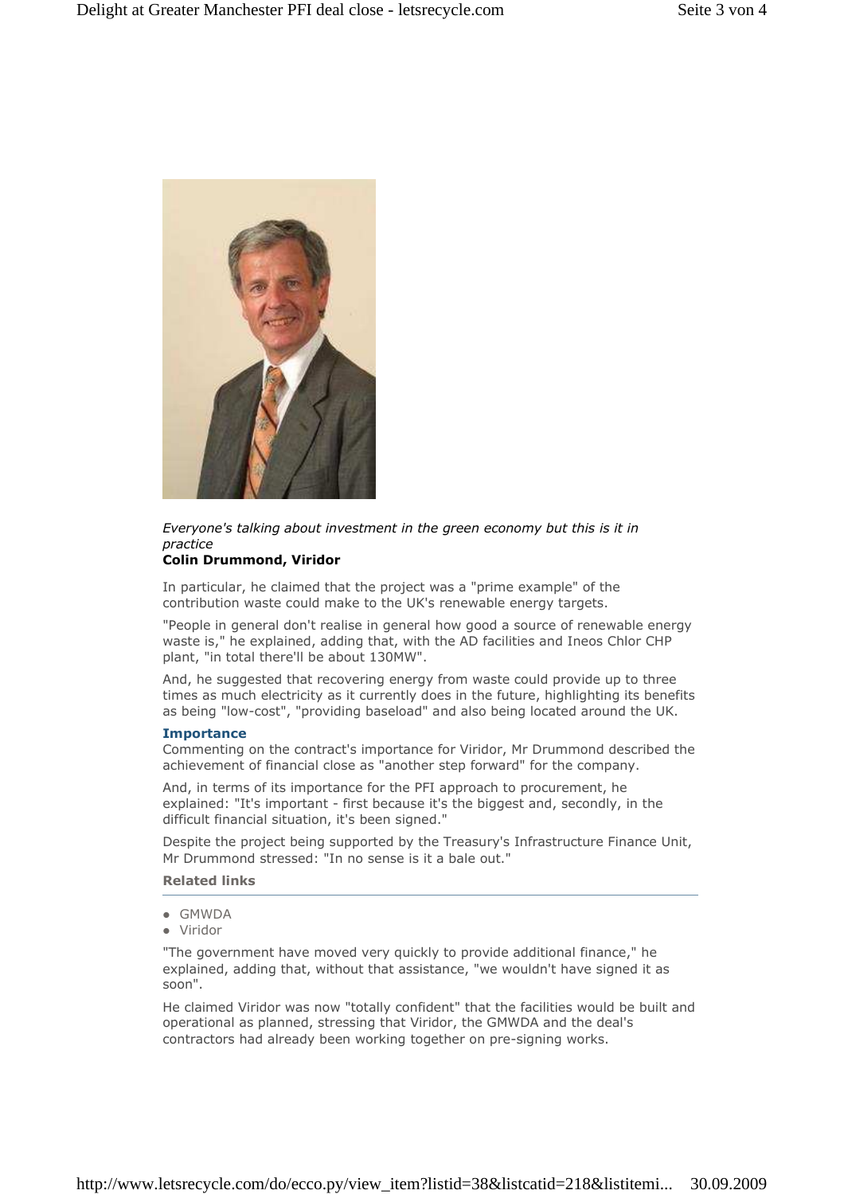*Everyone's talking about investment in the green economy but this is it in practice*
**Colin Drummond, Viridor**

In particular, he claimed that the project was a "prime example" of the contribution waste could make to the UK's renewable energy targets.

"People in general don't realise in general how good a source of renewable energy waste is," he explained, adding that, with the AD facilities and Ineos Chlor CHP plant, "in total there'll be about 130MW".

And, he suggested that recovering energy from waste could provide up to three times as much electricity as it currently does in the future, highlighting its benefits as being "low-cost", "providing baseload" and also being located around the UK.

### Importance

Commenting on the contract's importance for Viridor, Mr Drummond described the achievement of financial close as "another step forward" for the company.

And, in terms of its importance for the PFI approach to procurement, he explained: "It's important - first because it's the biggest and, secondly, in the difficult financial situation, it's been signed."

Despite the project being supported by the Treasury's Infrastructure Finance Unit, Mr Drummond stressed: "In no sense is it a bale out."

**Related links**

- GMWDA
- Viridor

"The government have moved very quickly to provide additional finance," he explained, adding that, without that assistance, "we wouldn't have signed it as soon".

He claimed Viridor was now "totally confident" that the facilities would be built and operational as planned, stressing that Viridor, the GMWDA and the deal's contractors had already been working together on pre-signing works.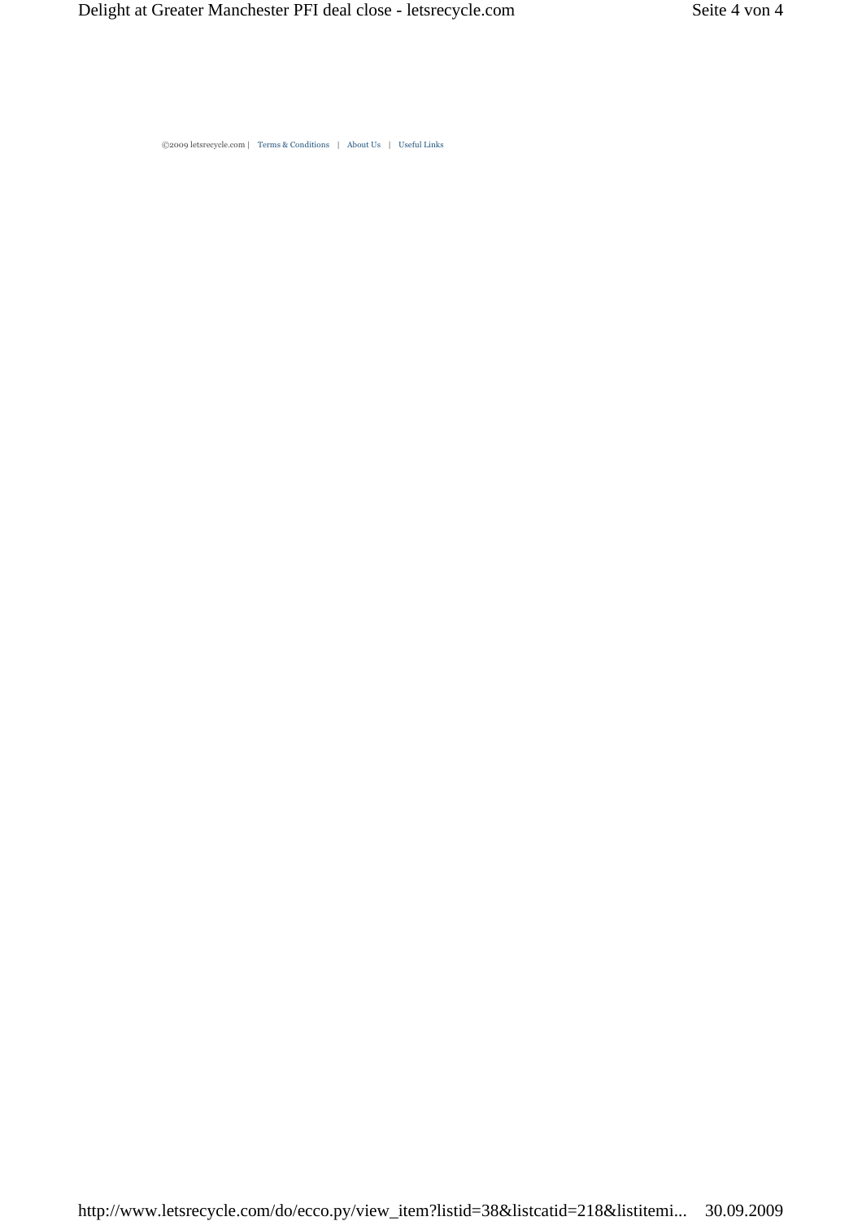©2009 letsrecycle.com | Terms & Conditions | About Us | Useful Links